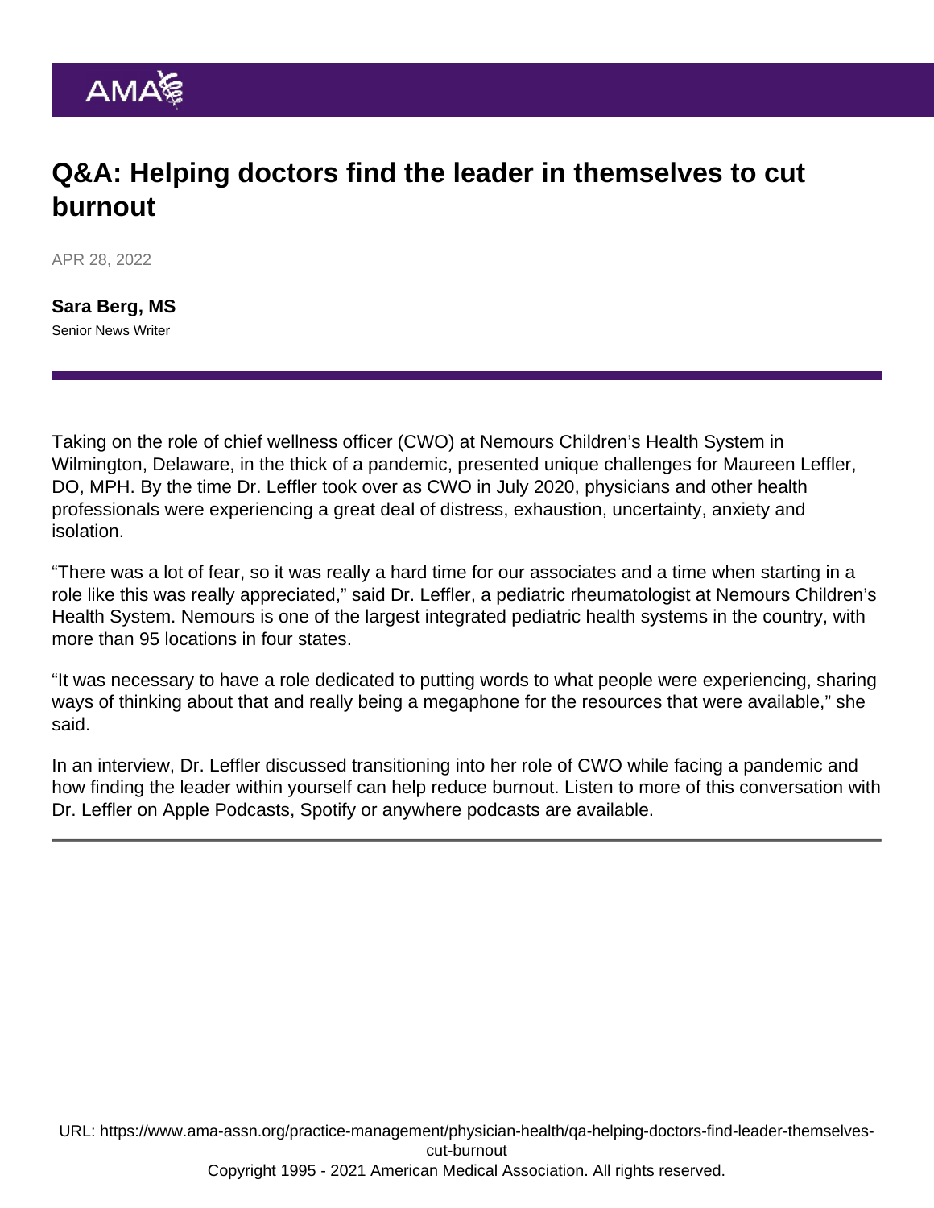# Q&A: Helping doctors find the leader in themselves to cut burnout

APR 28, 2022

**Sara Berg, MS**
Senior News Writer

Taking on the role of chief wellness officer (CWO) at Nemours Children's Health System in Wilmington, Delaware, in the thick of a pandemic, presented unique challenges for Maureen Leffler, DO, MPH. By the time Dr. Leffler took over as CWO in July 2020, physicians and other health professionals were experiencing a great deal of distress, exhaustion, uncertainty, anxiety and isolation.

"There was a lot of fear, so it was really a hard time for our associates and a time when starting in a role like this was really appreciated," said Dr. Leffler, a pediatric rheumatologist at Nemours Children's Health System. Nemours is one of the largest integrated pediatric health systems in the country, with more than 95 locations in four states.

"It was necessary to have a role dedicated to putting words to what people were experiencing, sharing ways of thinking about that and really being a megaphone for the resources that were available," she said.

In an interview, Dr. Leffler discussed transitioning into her role of CWO while facing a pandemic and how finding the leader within yourself can help reduce burnout. Listen to more of this conversation with Dr. Leffler on Apple Podcasts, Spotify or anywhere podcasts are available.

---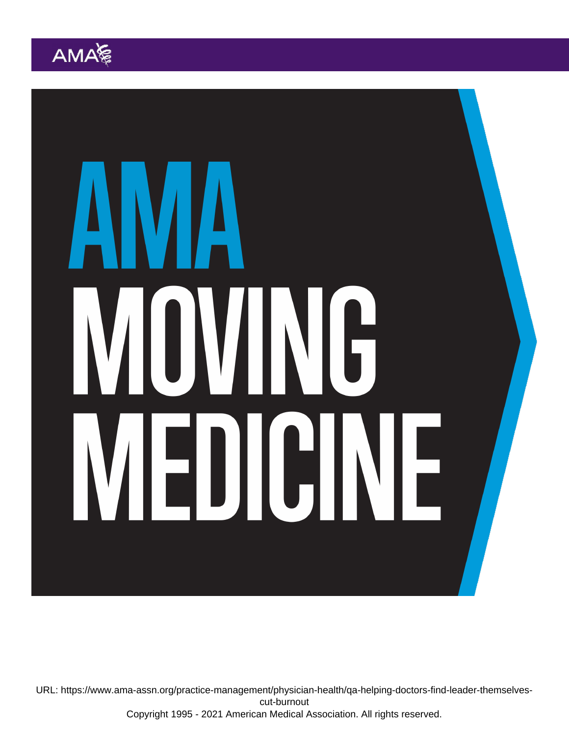AMA

# AMA MOVING MEDICINE

URL: https://www.ama-assn.org/practice-management/physician-health/qa-helping-doctors-find-leader-themselves-cut-burnout

Copyright 1995 - 2021 American Medical Association. All rights reserved.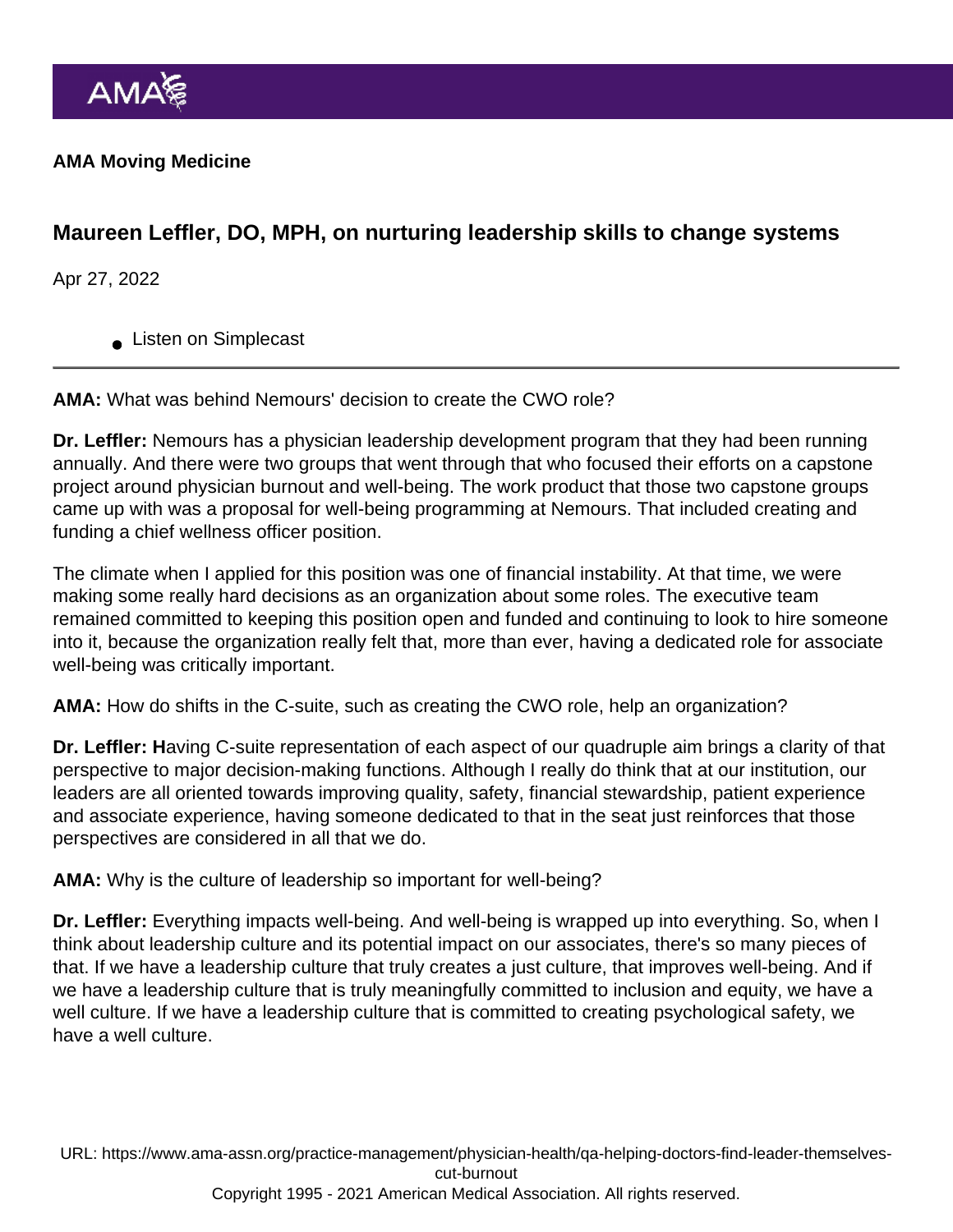AMA Moving Medicine

## Maureen Leffler, DO, MPH, on nurturing leadership skills to change systems

Apr 27, 2022

- Listen on Simplecast

---

**AMA:** What was behind Nemours' decision to create the CWO role?

**Dr. Leffler:** Nemours has a physician leadership development program that they had been running annually. And there were two groups that went through that who focused their efforts on a capstone project around physician burnout and well-being. The work product that those two capstone groups came up with was a proposal for well-being programming at Nemours. That included creating and funding a chief wellness officer position.

The climate when I applied for this position was one of financial instability. At that time, we were making some really hard decisions as an organization about some roles. The executive team remained committed to keeping this position open and funded and continuing to look to hire someone into it, because the organization really felt that, more than ever, having a dedicated role for associate well-being was critically important.

**AMA:** How do shifts in the C-suite, such as creating the CWO role, help an organization?

**Dr. Leffler: H**aving C-suite representation of each aspect of our quadruple aim brings a clarity of that perspective to major decision-making functions. Although I really do think that at our institution, our leaders are all oriented towards improving quality, safety, financial stewardship, patient experience and associate experience, having someone dedicated to that in the seat just reinforces that those perspectives are considered in all that we do.

**AMA:** Why is the culture of leadership so important for well-being?

**Dr. Leffler:** Everything impacts well-being. And well-being is wrapped up into everything. So, when I think about leadership culture and its potential impact on our associates, there's so many pieces of that. If we have a leadership culture that truly creates a just culture, that improves well-being. And if we have a leadership culture that is truly meaningfully committed to inclusion and equity, we have a well culture. If we have a leadership culture that is committed to creating psychological safety, we have a well culture.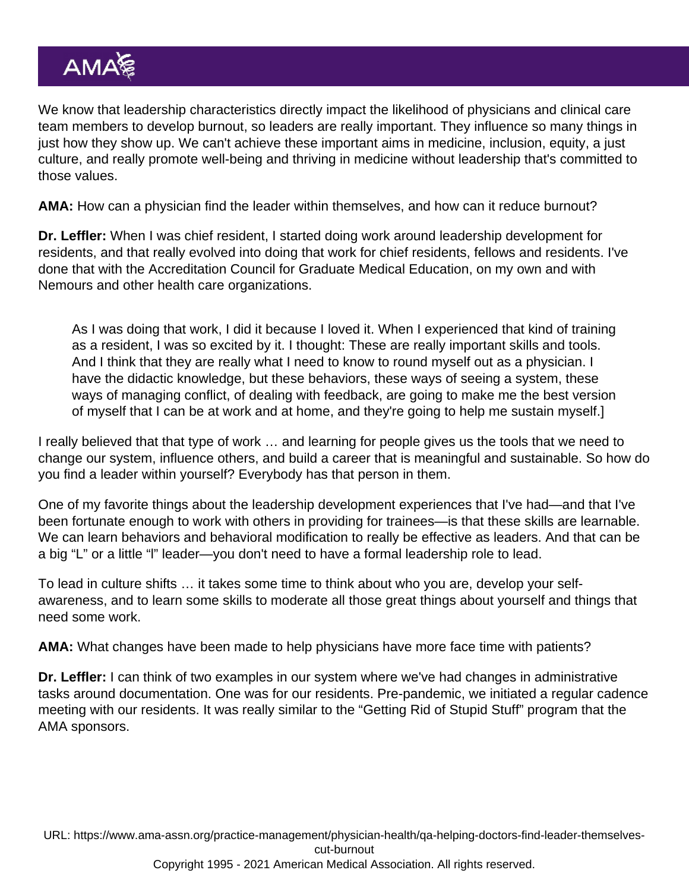We know that leadership characteristics directly impact the likelihood of physicians and clinical care team members to develop burnout, so leaders are really important. They influence so many things in just how they show up. We can't achieve these important aims in medicine, inclusion, equity, a just culture, and really promote well-being and thriving in medicine without leadership that's committed to those values.

**AMA:** How can a physician find the leader within themselves, and how can it reduce burnout?

**Dr. Leffler:** When I was chief resident, I started doing work around leadership development for residents, and that really evolved into doing that work for chief residents, fellows and residents. I've done that with the Accreditation Council for Graduate Medical Education, on my own and with Nemours and other health care organizations.

> As I was doing that work, I did it because I loved it. When I experienced that kind of training as a resident, I was so excited by it. I thought: These are really important skills and tools. And I think that they are really what I need to know to round myself out as a physician. I have the didactic knowledge, but these behaviors, these ways of seeing a system, these ways of managing conflict, of dealing with feedback, are going to make me the best version of myself that I can be at work and at home, and they're going to help me sustain myself.]

I really believed that that type of work … and learning for people gives us the tools that we need to change our system, influence others, and build a career that is meaningful and sustainable. So how do you find a leader within yourself? Everybody has that person in them.

One of my favorite things about the leadership development experiences that I've had—and that I've been fortunate enough to work with others in providing for trainees—is that these skills are learnable. We can learn behaviors and behavioral modification to really be effective as leaders. And that can be a big "L" or a little "l" leader—you don't need to have a formal leadership role to lead.

To lead in culture shifts … it takes some time to think about who you are, develop your self-awareness, and to learn some skills to moderate all those great things about yourself and things that need some work.

**AMA:** What changes have been made to help physicians have more face time with patients?

**Dr. Leffler:** I can think of two examples in our system where we've had changes in administrative tasks around documentation. One was for our residents. Pre-pandemic, we initiated a regular cadence meeting with our residents. It was really similar to the "Getting Rid of Stupid Stuff" program that the AMA sponsors.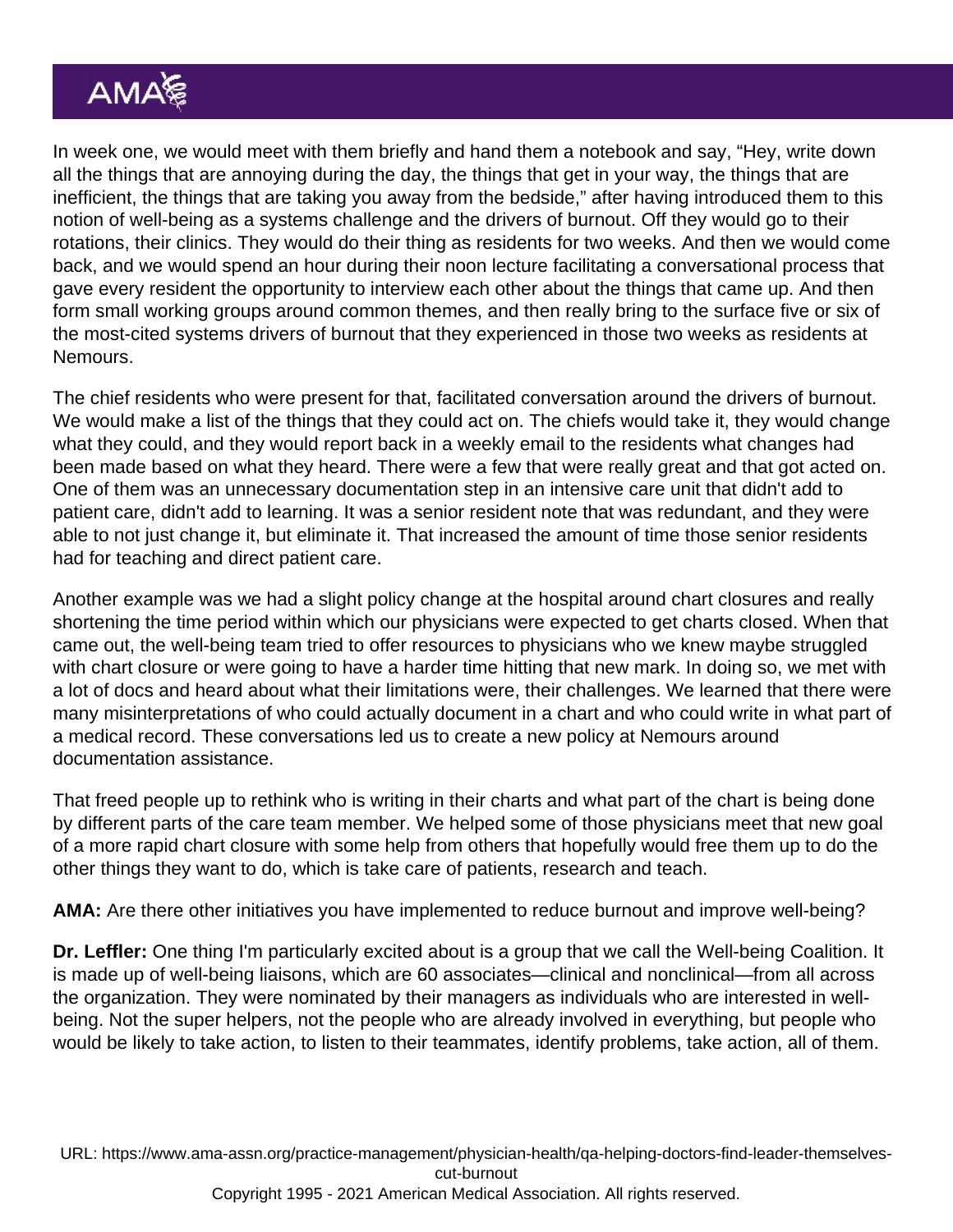In week one, we would meet with them briefly and hand them a notebook and say, "Hey, write down all the things that are annoying during the day, the things that get in your way, the things that are inefficient, the things that are taking you away from the bedside," after having introduced them to this notion of well-being as a systems challenge and the drivers of burnout. Off they would go to their rotations, their clinics. They would do their thing as residents for two weeks. And then we would come back, and we would spend an hour during their noon lecture facilitating a conversational process that gave every resident the opportunity to interview each other about the things that came up. And then form small working groups around common themes, and then really bring to the surface five or six of the most-cited systems drivers of burnout that they experienced in those two weeks as residents at Nemours.

The chief residents who were present for that, facilitated conversation around the drivers of burnout. We would make a list of the things that they could act on. The chiefs would take it, they would change what they could, and they would report back in a weekly email to the residents what changes had been made based on what they heard. There were a few that were really great and that got acted on. One of them was an unnecessary documentation step in an intensive care unit that didn't add to patient care, didn't add to learning. It was a senior resident note that was redundant, and they were able to not just change it, but eliminate it. That increased the amount of time those senior residents had for teaching and direct patient care.

Another example was we had a slight policy change at the hospital around chart closures and really shortening the time period within which our physicians were expected to get charts closed. When that came out, the well-being team tried to offer resources to physicians who we knew maybe struggled with chart closure or were going to have a harder time hitting that new mark. In doing so, we met with a lot of docs and heard about what their limitations were, their challenges. We learned that there were many misinterpretations of who could actually document in a chart and who could write in what part of a medical record. These conversations led us to create a new policy at Nemours around documentation assistance.

That freed people up to rethink who is writing in their charts and what part of the chart is being done by different parts of the care team member. We helped some of those physicians meet that new goal of a more rapid chart closure with some help from others that hopefully would free them up to do the other things they want to do, which is take care of patients, research and teach.

**AMA:** Are there other initiatives you have implemented to reduce burnout and improve well-being?

**Dr. Leffler:** One thing I'm particularly excited about is a group that we call the Well-being Coalition. It is made up of well-being liaisons, which are 60 associates—clinical and nonclinical—from all across the organization. They were nominated by their managers as individuals who are interested in well-being. Not the super helpers, not the people who are already involved in everything, but people who would be likely to take action, to listen to their teammates, identify problems, take action, all of them.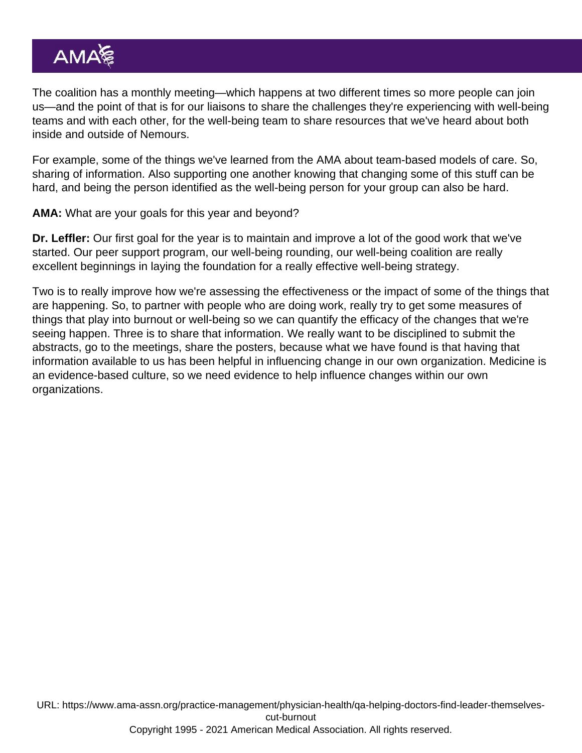The coalition has a monthly meeting—which happens at two different times so more people can join us—and the point of that is for our liaisons to share the challenges they're experiencing with well-being teams and with each other, for the well-being team to share resources that we've heard about both inside and outside of Nemours.

For example, some of the things we've learned from the AMA about team-based models of care. So, sharing of information. Also supporting one another knowing that changing some of this stuff can be hard, and being the person identified as the well-being person for your group can also be hard.

**AMA:** What are your goals for this year and beyond?

**Dr. Leffler:** Our first goal for the year is to maintain and improve a lot of the good work that we've started. Our peer support program, our well-being rounding, our well-being coalition are really excellent beginnings in laying the foundation for a really effective well-being strategy.

Two is to really improve how we're assessing the effectiveness or the impact of some of the things that are happening. So, to partner with people who are doing work, really try to get some measures of things that play into burnout or well-being so we can quantify the efficacy of the changes that we're seeing happen. Three is to share that information. We really want to be disciplined to submit the abstracts, go to the meetings, share the posters, because what we have found is that having that information available to us has been helpful in influencing change in our own organization. Medicine is an evidence-based culture, so we need evidence to help influence changes within our own organizations.